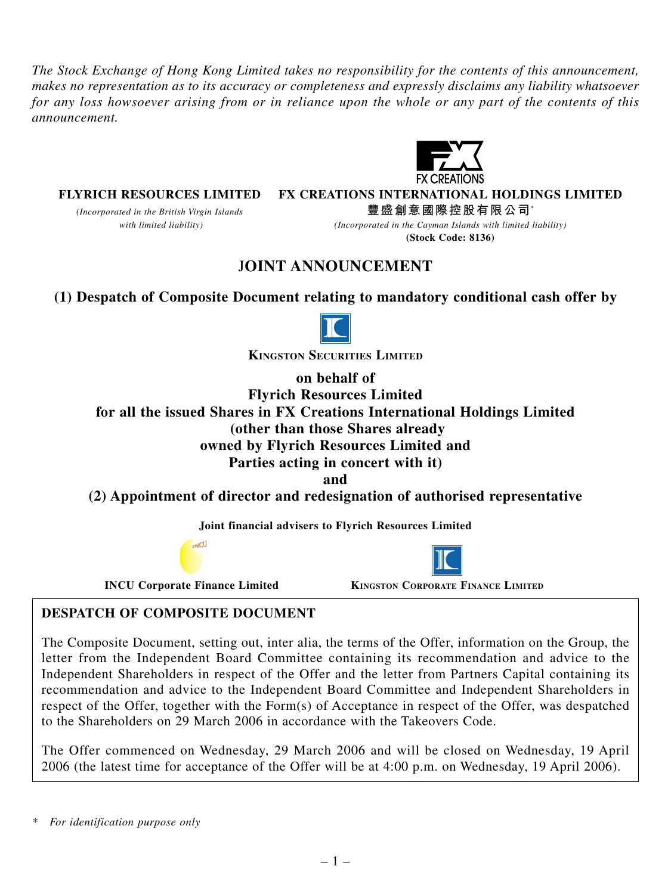*The Stock Exchange of Hong Kong Limited takes no responsibility for the contents of this announcement, makes no representation as to its accuracy or completeness and expressly disclaims any liability whatsoever for any loss howsoever arising from or in reliance upon the whole or any part of the contents of this announcement.*

**FLYRICH RESOURCES LIMITED**

*(Incorporated in the British Virgin Islands with limited liability)*

FX CREATIONS

**FX CREATIONS INTERNATIONAL HOLDINGS LIMITED**

**豐盛創意國際控股有限公司*

*(Incorporated in the Cayman Islands with limited liability)*

**(Stock Code: 8136)**

# JOINT ANNOUNCEMENT

## (1) Despatch of Composite Document relating to mandatory conditional cash offer by

**KINGSTON SECURITIES LIMITED**

**on behalf of Flyrich Resources Limited for all the issued Shares in FX Creations International Holdings Limited (other than those Shares already owned by Flyrich Resources Limited and Parties acting in concert with it)**

**and**

## (2) Appointment of director and redesignation of authorised representative

**Joint financial advisers to Flyrich Resources Limited**

**INCU Corporate Finance Limited**

**KINGSTON CORPORATE FINANCE LIMITED**

**DESPATCH OF COMPOSITE DOCUMENT**

The Composite Document, setting out, inter alia, the terms of the Offer, information on the Group, the letter from the Independent Board Committee containing its recommendation and advice to the Independent Shareholders in respect of the Offer and the letter from Partners Capital containing its recommendation and advice to the Independent Board Committee and Independent Shareholders in respect of the Offer, together with the Form(s) of Acceptance in respect of the Offer, was despatched to the Shareholders on 29 March 2006 in accordance with the Takeovers Code.

The Offer commenced on Wednesday, 29 March 2006 and will be closed on Wednesday, 19 April 2006 (the latest time for acceptance of the Offer will be at 4:00 p.m. on Wednesday, 19 April 2006).

\* *For identification purpose only*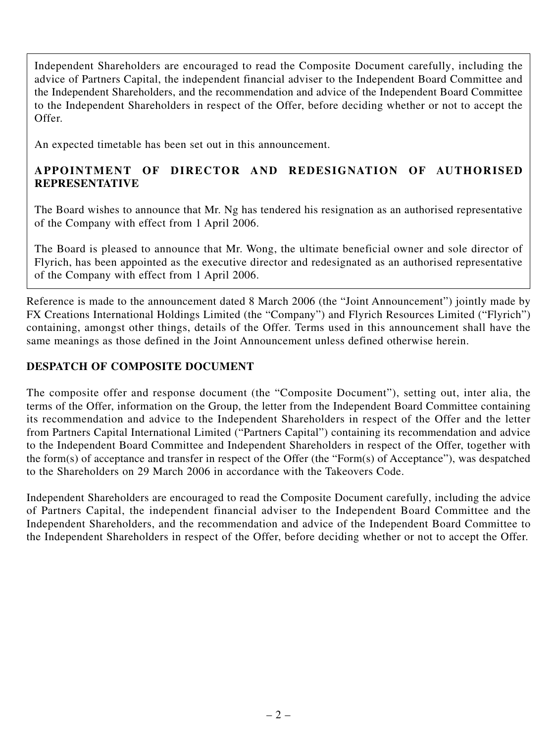Independent Shareholders are encouraged to read the Composite Document carefully, including the advice of Partners Capital, the independent financial adviser to the Independent Board Committee and the Independent Shareholders, and the recommendation and advice of the Independent Board Committee to the Independent Shareholders in respect of the Offer, before deciding whether or not to accept the Offer.

An expected timetable has been set out in this announcement.

**APPOINTMENT OF DIRECTOR AND REDESIGNATION OF AUTHORISED REPRESENTATIVE**

The Board wishes to announce that Mr. Ng has tendered his resignation as an authorised representative of the Company with effect from 1 April 2006.

The Board is pleased to announce that Mr. Wong, the ultimate beneficial owner and sole director of Flyrich, has been appointed as the executive director and redesignated as an authorised representative of the Company with effect from 1 April 2006.

Reference is made to the announcement dated 8 March 2006 (the "Joint Announcement") jointly made by FX Creations International Holdings Limited (the "Company") and Flyrich Resources Limited ("Flyrich") containing, amongst other things, details of the Offer. Terms used in this announcement shall have the same meanings as those defined in the Joint Announcement unless defined otherwise herein.

## DESPATCH OF COMPOSITE DOCUMENT

The composite offer and response document (the "Composite Document"), setting out, inter alia, the terms of the Offer, information on the Group, the letter from the Independent Board Committee containing its recommendation and advice to the Independent Shareholders in respect of the Offer and the letter from Partners Capital International Limited ("Partners Capital") containing its recommendation and advice to the Independent Board Committee and Independent Shareholders in respect of the Offer, together with the form(s) of acceptance and transfer in respect of the Offer (the "Form(s) of Acceptance"), was despatched to the Shareholders on 29 March 2006 in accordance with the Takeovers Code.

Independent Shareholders are encouraged to read the Composite Document carefully, including the advice of Partners Capital, the independent financial adviser to the Independent Board Committee and the Independent Shareholders, and the recommendation and advice of the Independent Board Committee to the Independent Shareholders in respect of the Offer, before deciding whether or not to accept the Offer.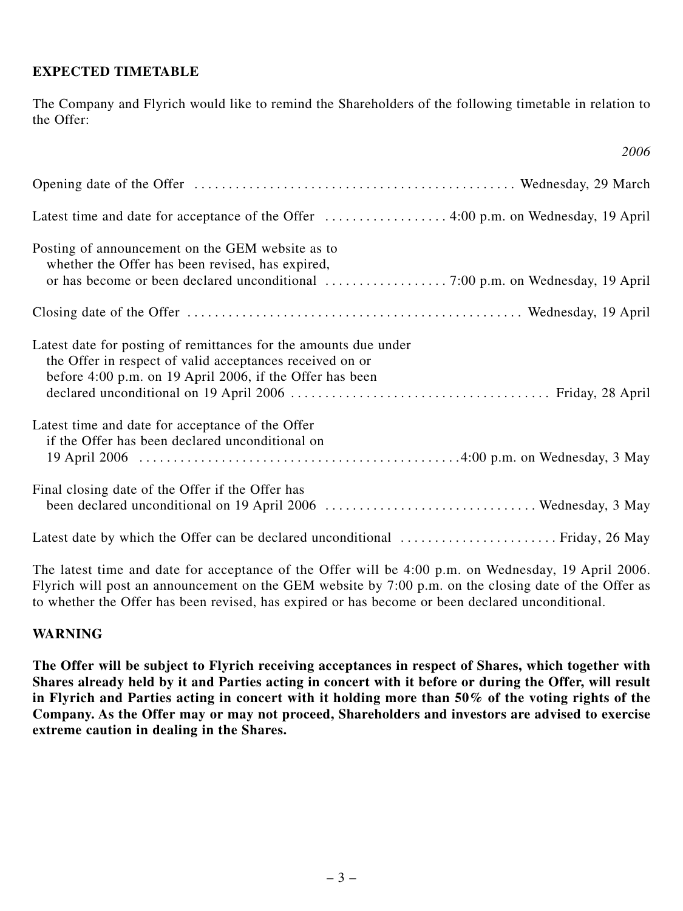**EXPECTED TIMETABLE**

The Company and Flyrich would like to remind the Shareholders of the following timetable in relation to the Offer:

| | *2006* |
|---|---|
| Opening date of the Offer | Wednesday, 29 March |
| Latest time and date for acceptance of the Offer | 4:00 p.m. on Wednesday, 19 April |
| Posting of announcement on the GEM website as to whether the Offer has been revised, has expired, or has become or been declared unconditional | 7:00 p.m. on Wednesday, 19 April |
| Closing date of the Offer | Wednesday, 19 April |
| Latest date for posting of remittances for the amounts due under the Offer in respect of valid acceptances received on or before 4:00 p.m. on 19 April 2006, if the Offer has been declared unconditional on 19 April 2006 | Friday, 28 April |
| Latest time and date for acceptance of the Offer if the Offer has been declared unconditional on 19 April 2006 | 4:00 p.m. on Wednesday, 3 May |
| Final closing date of the Offer if the Offer has been declared unconditional on 19 April 2006 | Wednesday, 3 May |
| Latest date by which the Offer can be declared unconditional | Friday, 26 May |

The latest time and date for acceptance of the Offer will be 4:00 p.m. on Wednesday, 19 April 2006. Flyrich will post an announcement on the GEM website by 7:00 p.m. on the closing date of the Offer as to whether the Offer has been revised, has expired or has become or been declared unconditional.

**WARNING**

**The Offer will be subject to Flyrich receiving acceptances in respect of Shares, which together with Shares already held by it and Parties acting in concert with it before or during the Offer, will result in Flyrich and Parties acting in concert with it holding more than 50% of the voting rights of the Company. As the Offer may or may not proceed, Shareholders and investors are advised to exercise extreme caution in dealing in the Shares.**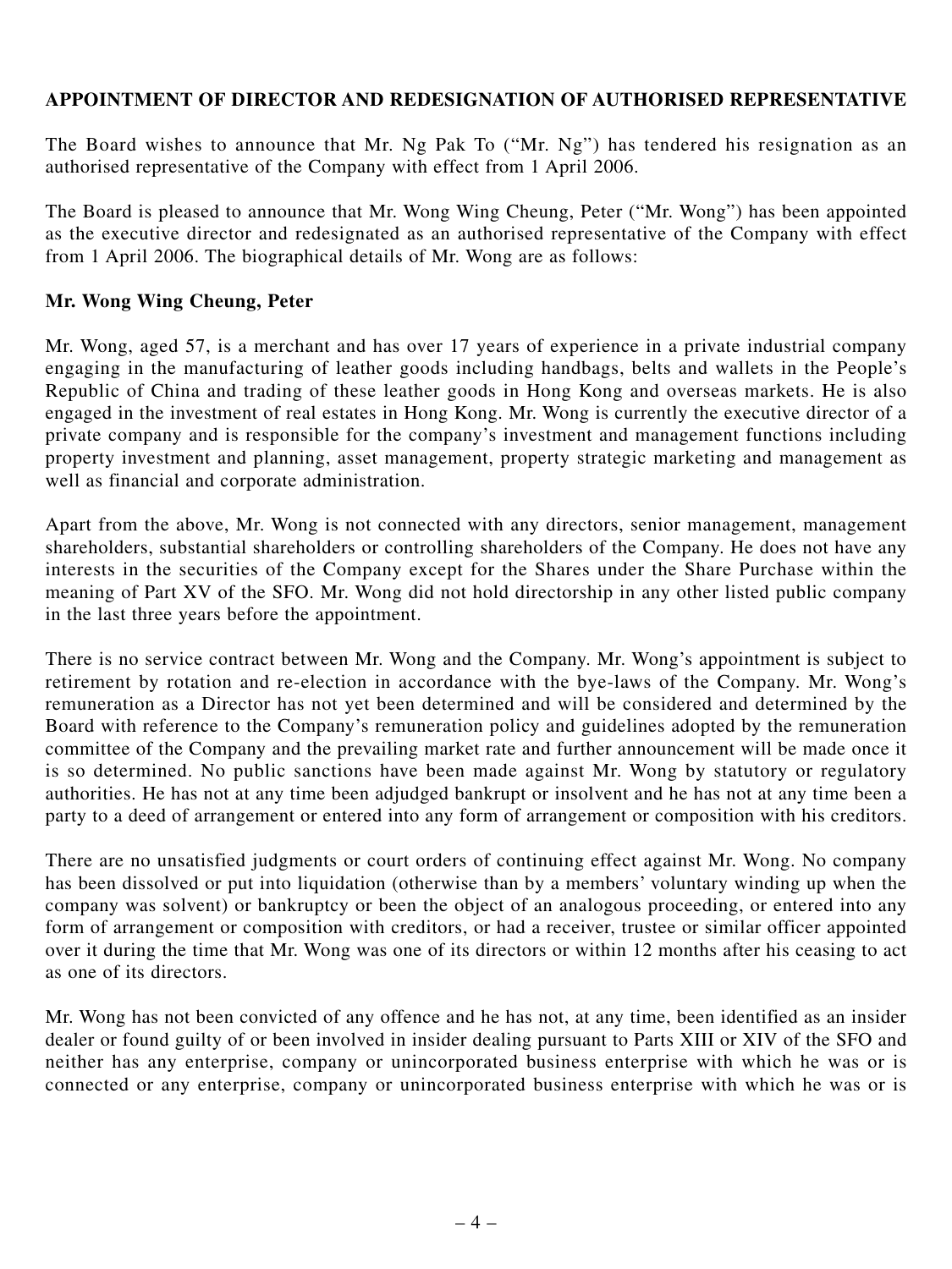**APPOINTMENT OF DIRECTOR AND REDESIGNATION OF AUTHORISED REPRESENTATIVE**

The Board wishes to announce that Mr. Ng Pak To ("Mr. Ng") has tendered his resignation as an authorised representative of the Company with effect from 1 April 2006.

The Board is pleased to announce that Mr. Wong Wing Cheung, Peter ("Mr. Wong") has been appointed as the executive director and redesignated as an authorised representative of the Company with effect from 1 April 2006. The biographical details of Mr. Wong are as follows:

**Mr. Wong Wing Cheung, Peter**

Mr. Wong, aged 57, is a merchant and has over 17 years of experience in a private industrial company engaging in the manufacturing of leather goods including handbags, belts and wallets in the People's Republic of China and trading of these leather goods in Hong Kong and overseas markets. He is also engaged in the investment of real estates in Hong Kong. Mr. Wong is currently the executive director of a private company and is responsible for the company's investment and management functions including property investment and planning, asset management, property strategic marketing and management as well as financial and corporate administration.

Apart from the above, Mr. Wong is not connected with any directors, senior management, management shareholders, substantial shareholders or controlling shareholders of the Company. He does not have any interests in the securities of the Company except for the Shares under the Share Purchase within the meaning of Part XV of the SFO. Mr. Wong did not hold directorship in any other listed public company in the last three years before the appointment.

There is no service contract between Mr. Wong and the Company. Mr. Wong's appointment is subject to retirement by rotation and re-election in accordance with the bye-laws of the Company. Mr. Wong's remuneration as a Director has not yet been determined and will be considered and determined by the Board with reference to the Company's remuneration policy and guidelines adopted by the remuneration committee of the Company and the prevailing market rate and further announcement will be made once it is so determined. No public sanctions have been made against Mr. Wong by statutory or regulatory authorities. He has not at any time been adjudged bankrupt or insolvent and he has not at any time been a party to a deed of arrangement or entered into any form of arrangement or composition with his creditors.

There are no unsatisfied judgments or court orders of continuing effect against Mr. Wong. No company has been dissolved or put into liquidation (otherwise than by a members' voluntary winding up when the company was solvent) or bankruptcy or been the object of an analogous proceeding, or entered into any form of arrangement or composition with creditors, or had a receiver, trustee or similar officer appointed over it during the time that Mr. Wong was one of its directors or within 12 months after his ceasing to act as one of its directors.

Mr. Wong has not been convicted of any offence and he has not, at any time, been identified as an insider dealer or found guilty of or been involved in insider dealing pursuant to Parts XIII or XIV of the SFO and neither has any enterprise, company or unincorporated business enterprise with which he was or is connected or any enterprise, company or unincorporated business enterprise with which he was or is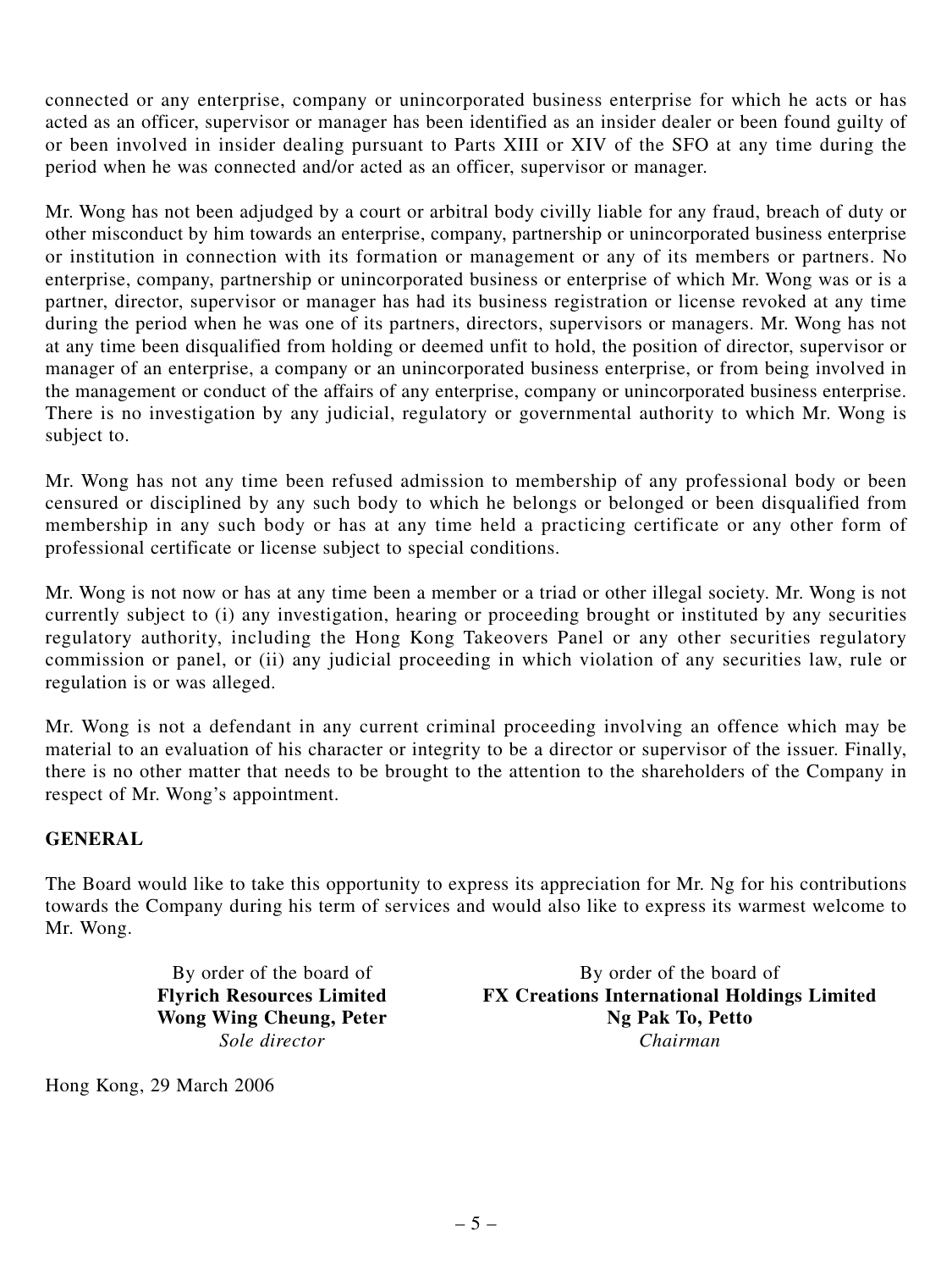connected or any enterprise, company or unincorporated business enterprise for which he acts or has acted as an officer, supervisor or manager has been identified as an insider dealer or been found guilty of or been involved in insider dealing pursuant to Parts XIII or XIV of the SFO at any time during the period when he was connected and/or acted as an officer, supervisor or manager.

Mr. Wong has not been adjudged by a court or arbitral body civilly liable for any fraud, breach of duty or other misconduct by him towards an enterprise, company, partnership or unincorporated business enterprise or institution in connection with its formation or management or any of its members or partners. No enterprise, company, partnership or unincorporated business or enterprise of which Mr. Wong was or is a partner, director, supervisor or manager has had its business registration or license revoked at any time during the period when he was one of its partners, directors, supervisors or managers. Mr. Wong has not at any time been disqualified from holding or deemed unfit to hold, the position of director, supervisor or manager of an enterprise, a company or an unincorporated business enterprise, or from being involved in the management or conduct of the affairs of any enterprise, company or unincorporated business enterprise. There is no investigation by any judicial, regulatory or governmental authority to which Mr. Wong is subject to.

Mr. Wong has not any time been refused admission to membership of any professional body or been censured or disciplined by any such body to which he belongs or belonged or been disqualified from membership in any such body or has at any time held a practicing certificate or any other form of professional certificate or license subject to special conditions.

Mr. Wong is not now or has at any time been a member or a triad or other illegal society. Mr. Wong is not currently subject to (i) any investigation, hearing or proceeding brought or instituted by any securities regulatory authority, including the Hong Kong Takeovers Panel or any other securities regulatory commission or panel, or (ii) any judicial proceeding in which violation of any securities law, rule or regulation is or was alleged.

Mr. Wong is not a defendant in any current criminal proceeding involving an offence which may be material to an evaluation of his character or integrity to be a director or supervisor of the issuer. Finally, there is no other matter that needs to be brought to the attention to the shareholders of the Company in respect of Mr. Wong's appointment.

## GENERAL

The Board would like to take this opportunity to express its appreciation for Mr. Ng for his contributions towards the Company during his term of services and would also like to express its warmest welcome to Mr. Wong.

By order of the board of
**Flyrich Resources Limited**
**Wong Wing Cheung, Peter**
*Sole director*

By order of the board of
**FX Creations International Holdings Limited**
**Ng Pak To, Petto**
*Chairman*

Hong Kong, 29 March 2006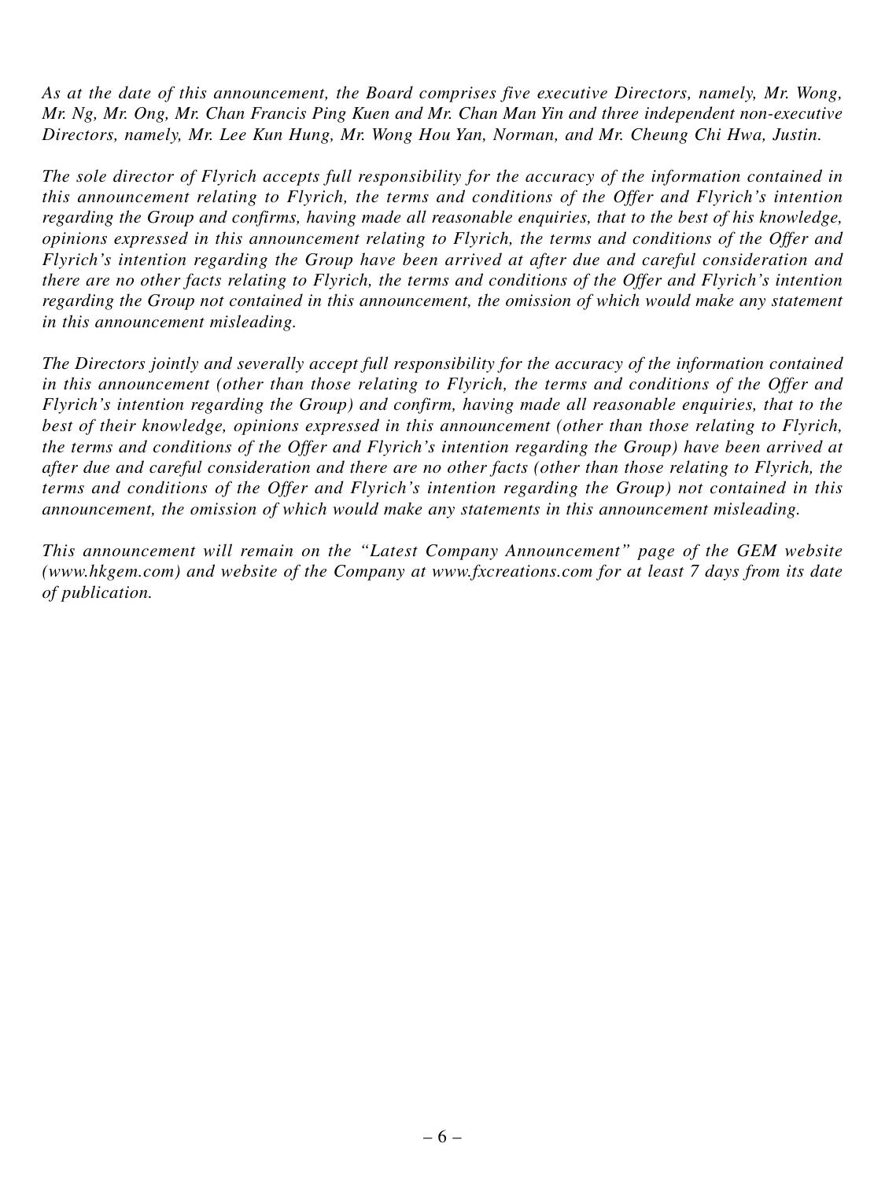*As at the date of this announcement, the Board comprises five executive Directors, namely, Mr. Wong, Mr. Ng, Mr. Ong, Mr. Chan Francis Ping Kuen and Mr. Chan Man Yin and three independent non-executive Directors, namely, Mr. Lee Kun Hung, Mr. Wong Hou Yan, Norman, and Mr. Cheung Chi Hwa, Justin.*

*The sole director of Flyrich accepts full responsibility for the accuracy of the information contained in this announcement relating to Flyrich, the terms and conditions of the Offer and Flyrich's intention regarding the Group and confirms, having made all reasonable enquiries, that to the best of his knowledge, opinions expressed in this announcement relating to Flyrich, the terms and conditions of the Offer and Flyrich's intention regarding the Group have been arrived at after due and careful consideration and there are no other facts relating to Flyrich, the terms and conditions of the Offer and Flyrich's intention regarding the Group not contained in this announcement, the omission of which would make any statement in this announcement misleading.*

*The Directors jointly and severally accept full responsibility for the accuracy of the information contained in this announcement (other than those relating to Flyrich, the terms and conditions of the Offer and Flyrich's intention regarding the Group) and confirm, having made all reasonable enquiries, that to the best of their knowledge, opinions expressed in this announcement (other than those relating to Flyrich, the terms and conditions of the Offer and Flyrich's intention regarding the Group) have been arrived at after due and careful consideration and there are no other facts (other than those relating to Flyrich, the terms and conditions of the Offer and Flyrich's intention regarding the Group) not contained in this announcement, the omission of which would make any statements in this announcement misleading.*

*This announcement will remain on the "Latest Company Announcement" page of the GEM website (www.hkgem.com) and website of the Company at www.fxcreations.com for at least 7 days from its date of publication.*